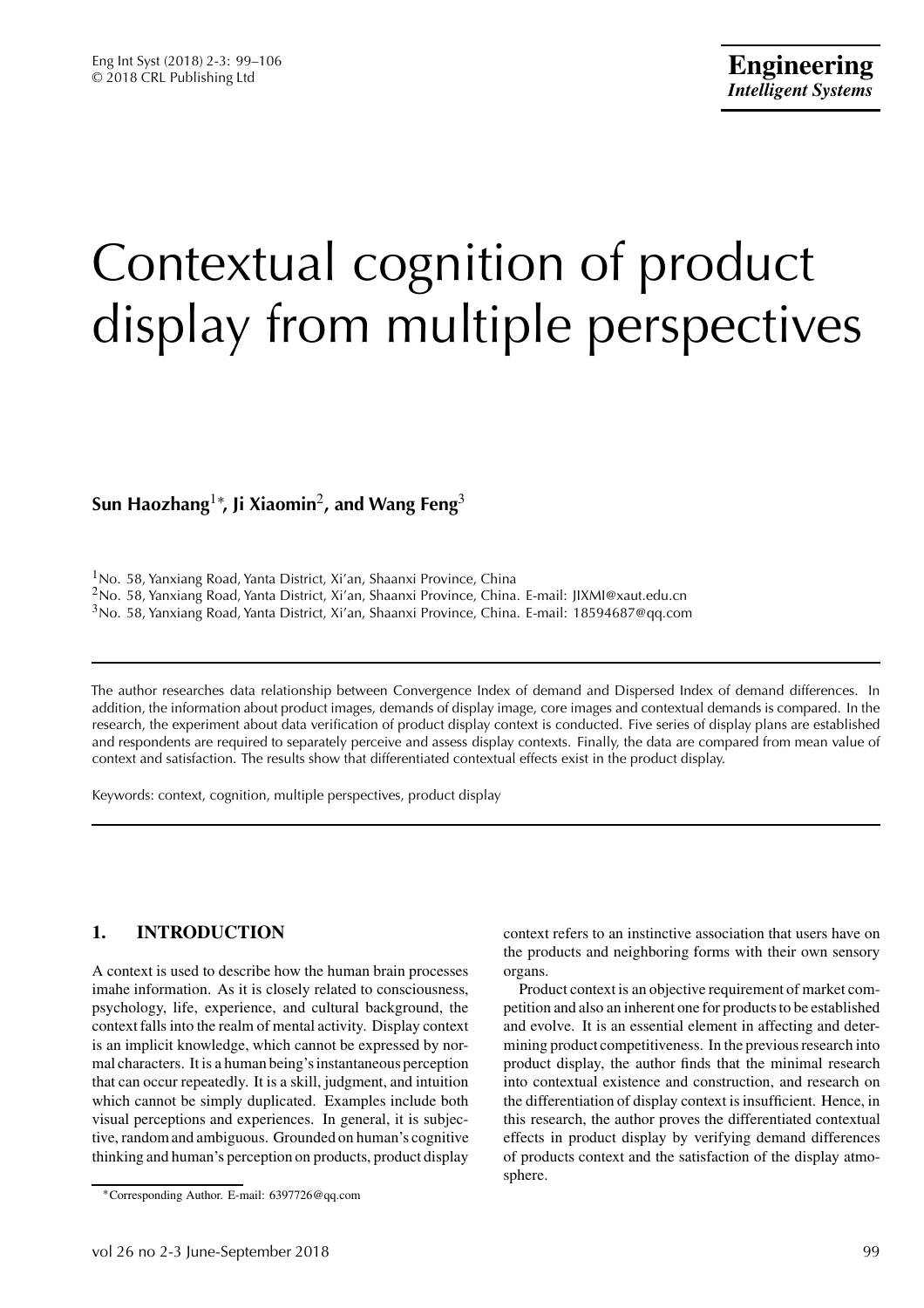# Contextual cognition of product display from multiple perspectives

**Sun Haozhang[1]*, Ji Xiaomin[2], and Wang Feng[3]**

[1]No. 58, Yanxiang Road, Yanta District, Xi'an, Shaanxi Province, China
[2]No. 58, Yanxiang Road, Yanta District, Xi'an, Shaanxi Province, China. E-mail: JIXMI@xaut.edu.cn
[3]No. 58, Yanxiang Road, Yanta District, Xi'an, Shaanxi Province, China. E-mail: 18594687@qq.com

The author researches data relationship between Convergence Index of demand and Dispersed Index of demand differences. In addition, the information about product images, demands of display image, core images and contextual demands is compared. In the research, the experiment about data verification of product display context is conducted. Five series of display plans are established and respondents are required to separately perceive and assess display contexts. Finally, the data are compared from mean value of context and satisfaction. The results show that differentiated contextual effects exist in the product display.

Keywords: context, cognition, multiple perspectives, product display

## 1. INTRODUCTION

A context is used to describe how the human brain processes imahe information. As it is closely related to consciousness, psychology, life, experience, and cultural background, the context falls into the realm of mental activity. Display context is an implicit knowledge, which cannot be expressed by normal characters. It is a human being's instantaneous perception that can occur repeatedly. It is a skill, judgment, and intuition which cannot be simply duplicated. Examples include both visual perceptions and experiences. In general, it is subjective, random and ambiguous. Grounded on human's cognitive thinking and human's perception on products, product display context refers to an instinctive association that users have on the products and neighboring forms with their own sensory organs.

Product context is an objective requirement of market competition and also an inherent one for products to be established and evolve. It is an essential element in affecting and determining product competitiveness. In the previous research into product display, the author finds that the minimal research into contextual existence and construction, and research on the differentiation of display context is insufficient. Hence, in this research, the author proves the differentiated contextual effects in product display by verifying demand differences of products context and the satisfaction of the display atmosphere.

*Corresponding Author. E-mail: 6397726@qq.com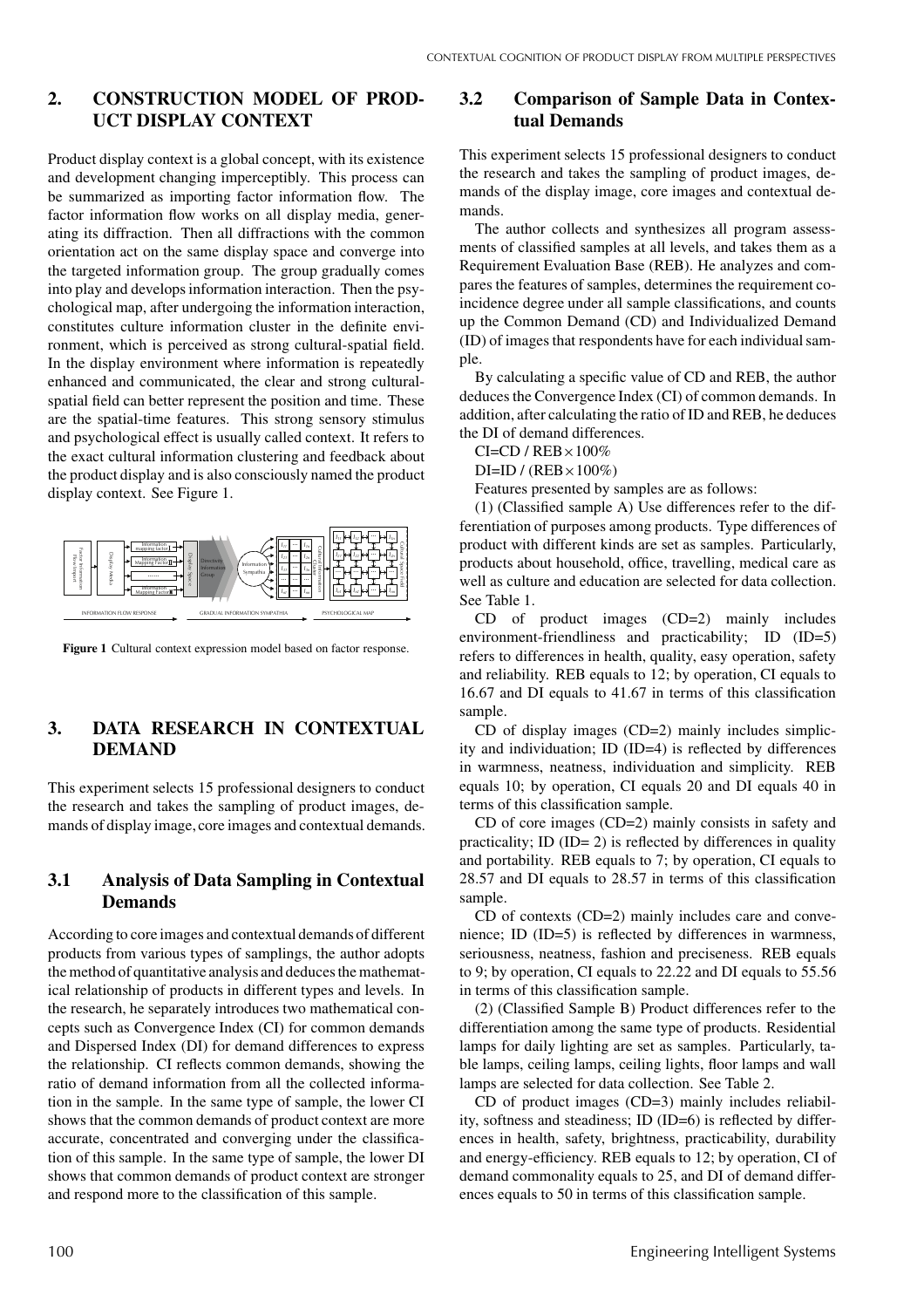## 2. CONSTRUCTION MODEL OF PRODUCT DISPLAY CONTEXT

Product display context is a global concept, with its existence and development changing imperceptibly. This process can be summarized as importing factor information flow. The factor information flow works on all display media, generating its diffraction. Then all diffractions with the common orientation act on the same display space and converge into the targeted information group. The group gradually comes into play and develops information interaction. Then the psychological map, after undergoing the information interaction, constitutes culture information cluster in the definite environment, which is perceived as strong cultural-spatial field. In the display environment where information is repeatedly enhanced and communicated, the clear and strong cultural-spatial field can better represent the position and time. These are the spatial-time features. This strong sensory stimulus and psychological effect is usually called context. It refers to the exact cultural information clustering and feedback about the product display and is also consciously named the product display context. See Figure 1.

**Figure 1** Cultural context expression model based on factor response.

## 3. DATA RESEARCH IN CONTEXTUAL DEMAND

This experiment selects 15 professional designers to conduct the research and takes the sampling of product images, demands of display image, core images and contextual demands.

### 3.1 Analysis of Data Sampling in Contextual Demands

According to core images and contextual demands of different products from various types of samplings, the author adopts the method of quantitative analysis and deduces the mathematical relationship of products in different types and levels. In the research, he separately introduces two mathematical concepts such as Convergence Index (CI) for common demands and Dispersed Index (DI) for demand differences to express the relationship. CI reflects common demands, showing the ratio of demand information from all the collected information in the sample. In the same type of sample, the lower CI shows that the common demands of product context are more accurate, concentrated and converging under the classification of this sample. In the same type of sample, the lower DI shows that common demands of product context are stronger and respond more to the classification of this sample.

### 3.2 Comparison of Sample Data in Contextual Demands

This experiment selects 15 professional designers to conduct the research and takes the sampling of product images, demands of the display image, core images and contextual demands.

The author collects and synthesizes all program assessments of classified samples at all levels, and takes them as a Requirement Evaluation Base (REB). He analyzes and compares the features of samples, determines the requirement coincidence degree under all sample classifications, and counts up the Common Demand (CD) and Individualized Demand (ID) of images that respondents have for each individual sample.

By calculating a specific value of CD and REB, the author deduces the Convergence Index (CI) of common demands. In addition, after calculating the ratio of ID and REB, he deduces the DI of demand differences.

$CI = CD / REB \times 100\%$

$DI = ID / (REB \times 100\%)$

Features presented by samples are as follows:

(1) (Classified sample A) Use differences refer to the differentiation of purposes among products. Type differences of product with different kinds are set as samples. Particularly, products about household, office, travelling, medical care as well as culture and education are selected for data collection. See Table 1.

CD of product images (CD=2) mainly includes environment-friendliness and practicability; ID (ID=5) refers to differences in health, quality, easy operation, safety and reliability. REB equals to 12; by operation, CI equals to 16.67 and DI equals to 41.67 in terms of this classification sample.

CD of display images (CD=2) mainly includes simplicity and individuation; ID (ID=4) is reflected by differences in warmness, neatness, individuation and simplicity. REB equals 10; by operation, CI equals 20 and DI equals 40 in terms of this classification sample.

CD of core images (CD=2) mainly consists in safety and practicality; ID (ID= 2) is reflected by differences in quality and portability. REB equals to 7; by operation, CI equals to 28.57 and DI equals to 28.57 in terms of this classification sample.

CD of contexts (CD=2) mainly includes care and convenience; ID (ID=5) is reflected by differences in warmness, seriousness, neatness, fashion and preciseness. REB equals to 9; by operation, CI equals to 22.22 and DI equals to 55.56 in terms of this classification sample.

(2) (Classified Sample B) Product differences refer to the differentiation among the same type of products. Residential lamps for daily lighting are set as samples. Particularly, table lamps, ceiling lamps, ceiling lights, floor lamps and wall lamps are selected for data collection. See Table 2.

CD of product images (CD=3) mainly includes reliability, softness and steadiness; ID (ID=6) is reflected by differences in health, safety, brightness, practicability, durability and energy-efficiency. REB equals to 12; by operation, CI of demand commonality equals to 25, and DI of demand differences equals to 50 in terms of this classification sample.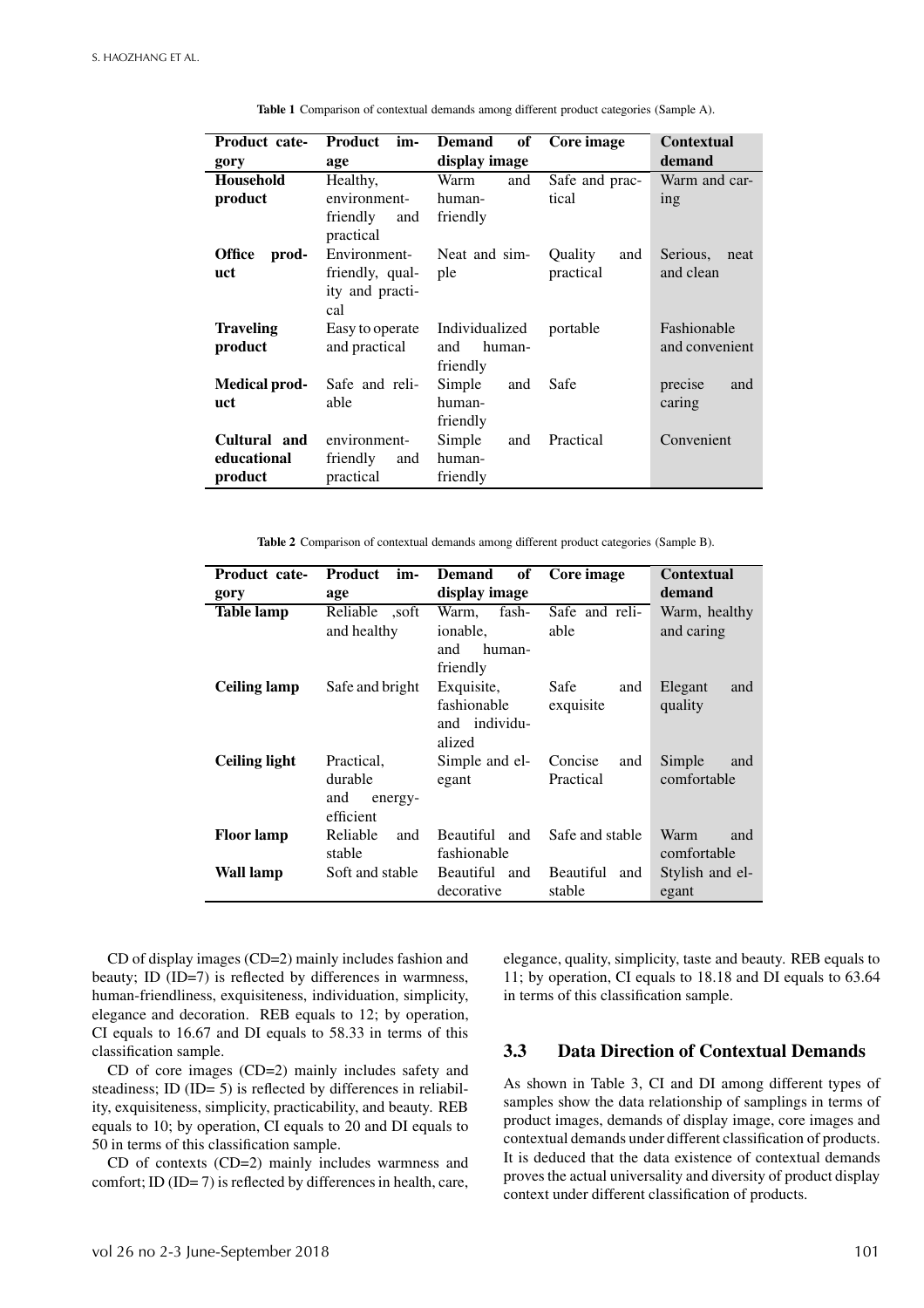**Table 1** Comparison of contextual demands among different product categories (Sample A).

| Product category | Product image | Demand of display image | Core image | Contextual demand |
|---|---|---|---|---|
| **Household product** | Healthy, environment-friendly and practical | Warm and human-friendly | Safe and practical | Warm and caring |
| **Office product** | Environment-friendly, quality and practical | Neat and simple | Quality and practical | Serious, neat and clean |
| **Traveling product** | Easy to operate and practical | Individualized and human-friendly | portable | Fashionable and convenient |
| **Medical product** | Safe and reliable | Simple and human-friendly | Safe | precise and caring |
| **Cultural and educational product** | environment-friendly and practical | Simple and human-friendly | Practical | Convenient |

**Table 2** Comparison of contextual demands among different product categories (Sample B).

| Product category | Product image | Demand of display image | Core image | Contextual demand |
|---|---|---|---|---|
| **Table lamp** | Reliable ,soft and healthy | Warm, fashionable, and human-friendly | Safe and reliable | Warm, healthy and caring |
| **Ceiling lamp** | Safe and bright | Exquisite, fashionable and individualized | Safe and exquisite | Elegant and quality |
| **Ceiling light** | Practical, durable and energy-efficient | Simple and elegant | Concise and Practical | Simple and comfortable |
| **Floor lamp** | Reliable and stable | Beautiful and fashionable | Safe and stable | Warm and comfortable |
| **Wall lamp** | Soft and stable | Beautiful and decorative | Beautiful and stable | Stylish and elegant |

CD of display images (CD=2) mainly includes fashion and beauty; ID (ID=7) is reflected by differences in warmness, human-friendliness, exquisiteness, individuation, simplicity, elegance and decoration. REB equals to 12; by operation, CI equals to 16.67 and DI equals to 58.33 in terms of this classification sample.

CD of core images (CD=2) mainly includes safety and steadiness; ID (ID= 5) is reflected by differences in reliability, exquisiteness, simplicity, practicability, and beauty. REB equals to 10; by operation, CI equals to 20 and DI equals to 50 in terms of this classification sample.

CD of contexts (CD=2) mainly includes warmness and comfort; ID (ID= 7) is reflected by differences in health, care, elegance, quality, simplicity, taste and beauty. REB equals to 11; by operation, CI equals to 18.18 and DI equals to 63.64 in terms of this classification sample.

## 3.3 Data Direction of Contextual Demands

As shown in Table 3, CI and DI among different types of samples show the data relationship of samplings in terms of product images, demands of display image, core images and contextual demands under different classification of products. It is deduced that the data existence of contextual demands proves the actual universality and diversity of product display context under different classification of products.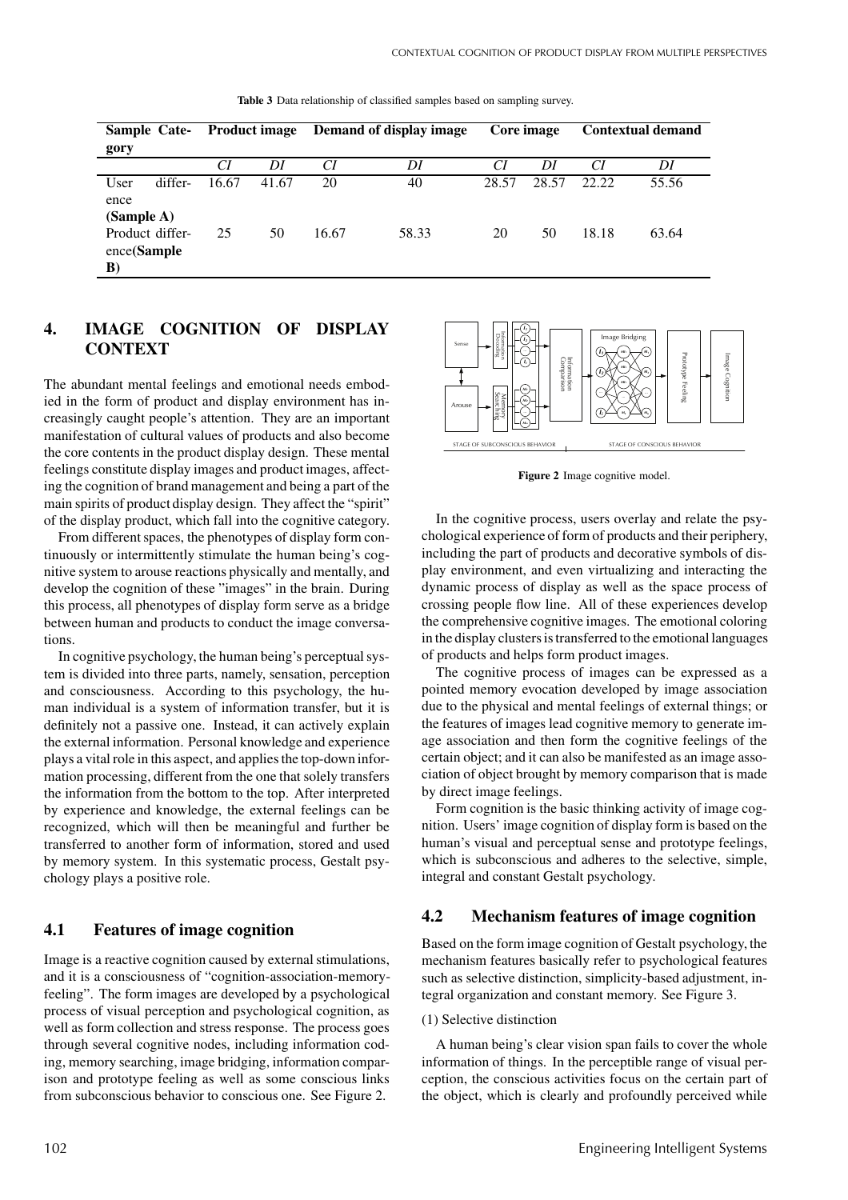**Table 3** Data relationship of classified samples based on sampling survey.

| Sample Category | Product image | | Demand of display image | | Core image | | Contextual demand | |
|---|---|---|---|---|---|---|---|---|
| | *CI* | *DI* | *CI* | *DI* | *CI* | *DI* | *CI* | *DI* |
| User difference **(Sample A)** | 16.67 | 41.67 | 20 | 40 | 28.57 | 28.57 | 22.22 | 55.56 |
| Product difference**(Sample B)** | 25 | 50 | 16.67 | 58.33 | 20 | 50 | 18.18 | 63.64 |

## 4. IMAGE COGNITION OF DISPLAY CONTEXT

The abundant mental feelings and emotional needs embodied in the form of product and display environment has increasingly caught people's attention. They are an important manifestation of cultural values of products and also become the core contents in the product display design. These mental feelings constitute display images and product images, affecting the cognition of brand management and being a part of the main spirits of product display design. They affect the "spirit" of the display product, which fall into the cognitive category.

From different spaces, the phenotypes of display form continuously or intermittently stimulate the human being's cognitive system to arouse reactions physically and mentally, and develop the cognition of these "images" in the brain. During this process, all phenotypes of display form serve as a bridge between human and products to conduct the image conversations.

In cognitive psychology, the human being's perceptual system is divided into three parts, namely, sensation, perception and consciousness. According to this psychology, the human individual is a system of information transfer, but it is definitely not a passive one. Instead, it can actively explain the external information. Personal knowledge and experience plays a vital role in this aspect, and applies the top-down information processing, different from the one that solely transfers the information from the bottom to the top. After interpreted by experience and knowledge, the external feelings can be recognized, which will then be meaningful and further be transferred to another form of information, stored and used by memory system. In this systematic process, Gestalt psychology plays a positive role.

### 4.1 Features of image cognition

Image is a reactive cognition caused by external stimulations, and it is a consciousness of "cognition-association-memory-feeling". The form images are developed by a psychological process of visual perception and psychological cognition, as well as form collection and stress response. The process goes through several cognitive nodes, including information coding, memory searching, image bridging, information comparison and prototype feeling as well as some conscious links from subconscious behavior to conscious one. See Figure 2.

**Figure 2** Image cognitive model.

In the cognitive process, users overlay and relate the psychological experience of form of products and their periphery, including the part of products and decorative symbols of display environment, and even virtualizing and interacting the dynamic process of display as well as the space process of crossing people flow line. All of these experiences develop the comprehensive cognitive images. The emotional coloring in the display clusters is transferred to the emotional languages of products and helps form product images.

The cognitive process of images can be expressed as a pointed memory evocation developed by image association due to the physical and mental feelings of external things; or the features of images lead cognitive memory to generate image association and then form the cognitive feelings of the certain object; and it can also be manifested as an image association of object brought by memory comparison that is made by direct image feelings.

Form cognition is the basic thinking activity of image cognition. Users' image cognition of display form is based on the human's visual and perceptual sense and prototype feelings, which is subconscious and adheres to the selective, simple, integral and constant Gestalt psychology.

### 4.2 Mechanism features of image cognition

Based on the form image cognition of Gestalt psychology, the mechanism features basically refer to psychological features such as selective distinction, simplicity-based adjustment, integral organization and constant memory. See Figure 3.

(1) Selective distinction

A human being's clear vision span fails to cover the whole information of things. In the perceptible range of visual perception, the conscious activities focus on the certain part of the object, which is clearly and profoundly perceived while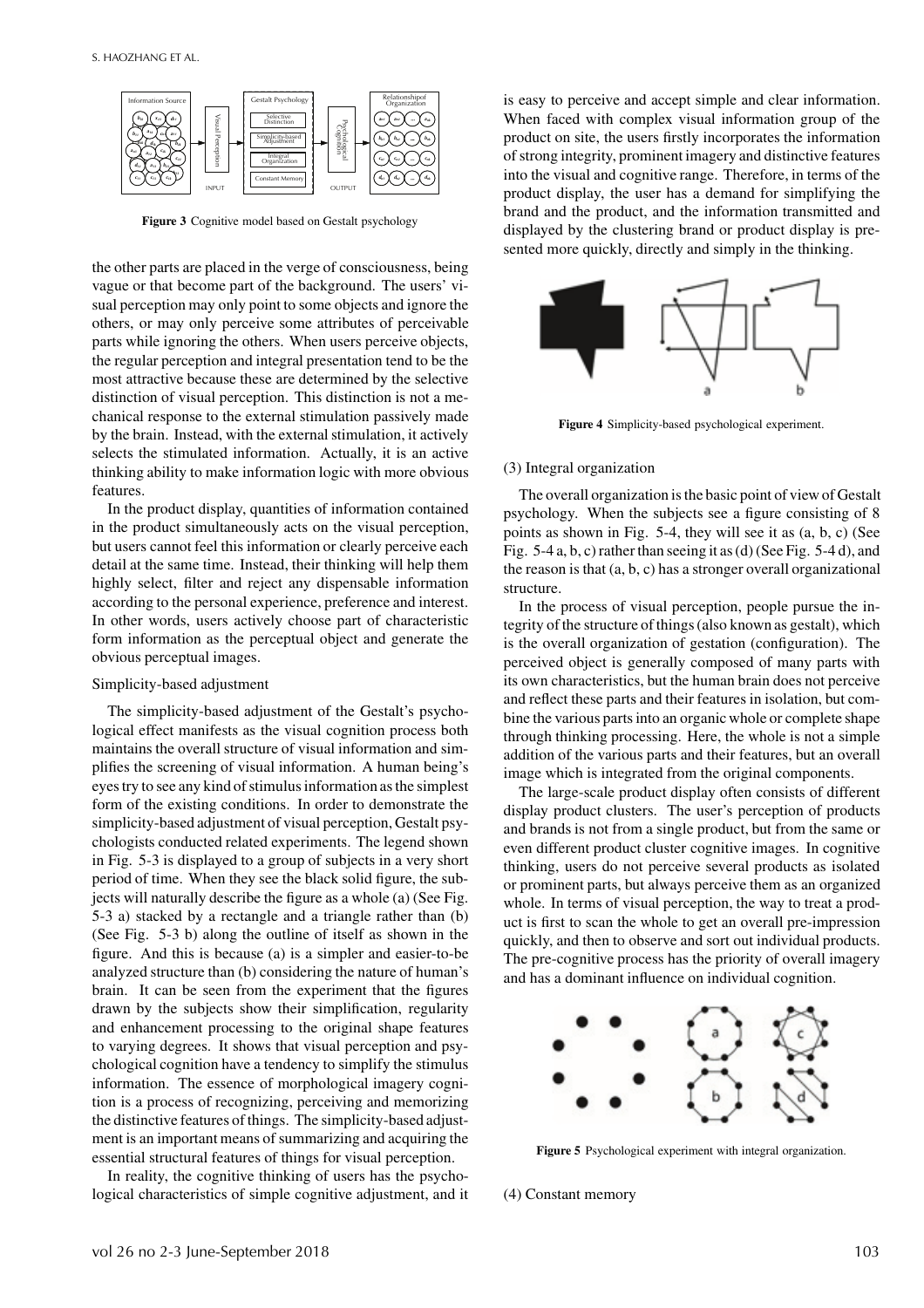**Figure 3** Cognitive model based on Gestalt psychology

the other parts are placed in the verge of consciousness, being vague or that become part of the background. The users' visual perception may only point to some objects and ignore the others, or may only perceive some attributes of perceivable parts while ignoring the others. When users perceive objects, the regular perception and integral presentation tend to be the most attractive because these are determined by the selective distinction of visual perception. This distinction is not a mechanical response to the external stimulation passively made by the brain. Instead, with the external stimulation, it actively selects the stimulated information. Actually, it is an active thinking ability to make information logic with more obvious features.

In the product display, quantities of information contained in the product simultaneously acts on the visual perception, but users cannot feel this information or clearly perceive each detail at the same time. Instead, their thinking will help them highly select, filter and reject any dispensable information according to the personal experience, preference and interest. In other words, users actively choose part of characteristic form information as the perceptual object and generate the obvious perceptual images.

Simplicity-based adjustment

The simplicity-based adjustment of the Gestalt's psychological effect manifests as the visual cognition process both maintains the overall structure of visual information and simplifies the screening of visual information. A human being's eyes try to see any kind of stimulus information as the simplest form of the existing conditions. In order to demonstrate the simplicity-based adjustment of visual perception, Gestalt psychologists conducted related experiments. The legend shown in Fig. 5-3 is displayed to a group of subjects in a very short period of time. When they see the black solid figure, the subjects will naturally describe the figure as a whole (a) (See Fig. 5-3 a) stacked by a rectangle and a triangle rather than (b) (See Fig. 5-3 b) along the outline of itself as shown in the figure. And this is because (a) is a simpler and easier-to-be analyzed structure than (b) considering the nature of human's brain. It can be seen from the experiment that the figures drawn by the subjects show their simplification, regularity and enhancement processing to the original shape features to varying degrees. It shows that visual perception and psychological cognition have a tendency to simplify the stimulus information. The essence of morphological imagery cognition is a process of recognizing, perceiving and memorizing the distinctive features of things. The simplicity-based adjustment is an important means of summarizing and acquiring the essential structural features of things for visual perception.

In reality, the cognitive thinking of users has the psychological characteristics of simple cognitive adjustment, and it is easy to perceive and accept simple and clear information. When faced with complex visual information group of the product on site, the users firstly incorporates the information of strong integrity, prominent imagery and distinctive features into the visual and cognitive range. Therefore, in terms of the product display, the user has a demand for simplifying the brand and the product, and the information transmitted and displayed by the clustering brand or product display is presented more quickly, directly and simply in the thinking.

**Figure 4** Simplicity-based psychological experiment.

(3) Integral organization

The overall organization is the basic point of view of Gestalt psychology. When the subjects see a figure consisting of 8 points as shown in Fig. 5-4, they will see it as (a, b, c) (See Fig. 5-4 a, b, c) rather than seeing it as (d) (See Fig. 5-4 d), and the reason is that (a, b, c) has a stronger overall organizational structure.

In the process of visual perception, people pursue the integrity of the structure of things (also known as gestalt), which is the overall organization of gestation (configuration). The perceived object is generally composed of many parts with its own characteristics, but the human brain does not perceive and reflect these parts and their features in isolation, but combine the various parts into an organic whole or complete shape through thinking processing. Here, the whole is not a simple addition of the various parts and their features, but an overall image which is integrated from the original components.

The large-scale product display often consists of different display product clusters. The user's perception of products and brands is not from a single product, but from the same or even different product cluster cognitive images. In cognitive thinking, users do not perceive several products as isolated or prominent parts, but always perceive them as an organized whole. In terms of visual perception, the way to treat a product is first to scan the whole to get an overall pre-impression quickly, and then to observe and sort out individual products. The pre-cognitive process has the priority of overall imagery and has a dominant influence on individual cognition.

**Figure 5** Psychological experiment with integral organization.

(4) Constant memory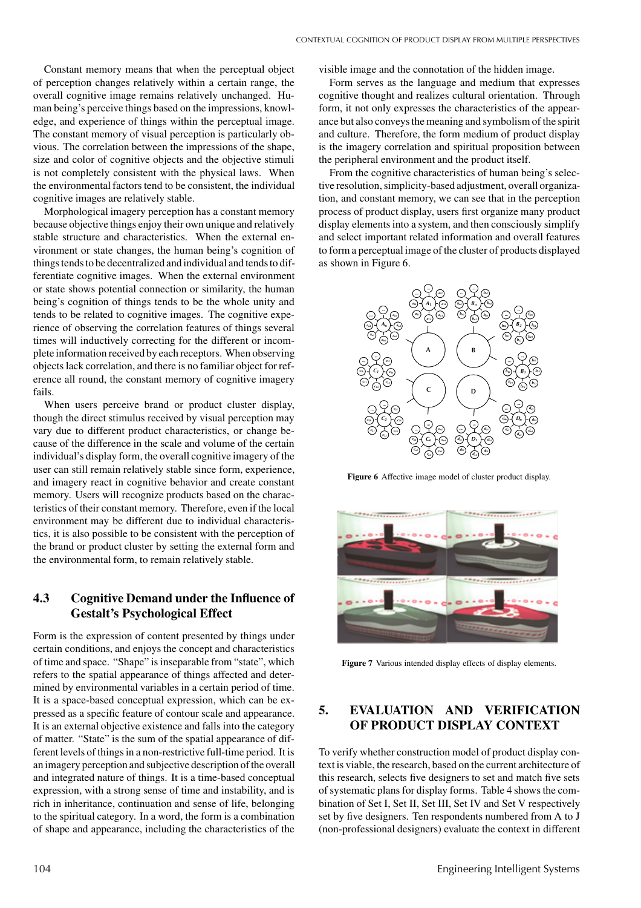Constant memory means that when the perceptual object of perception changes relatively within a certain range, the overall cognitive image remains relatively unchanged. Human being's perceive things based on the impressions, knowledge, and experience of things within the perceptual image. The constant memory of visual perception is particularly obvious. The correlation between the impressions of the shape, size and color of cognitive objects and the objective stimuli is not completely consistent with the physical laws. When the environmental factors tend to be consistent, the individual cognitive images are relatively stable.

Morphological imagery perception has a constant memory because objective things enjoy their own unique and relatively stable structure and characteristics. When the external environment or state changes, the human being's cognition of things tends to be decentralized and individual and tends to differentiate cognitive images. When the external environment or state shows potential connection or similarity, the human being's cognition of things tends to be the whole unity and tends to be related to cognitive images. The cognitive experience of observing the correlation features of things several times will inductively correcting for the different or incomplete information received by each receptors. When observing objects lack correlation, and there is no familiar object for reference all round, the constant memory of cognitive imagery fails.

When users perceive brand or product cluster display, though the direct stimulus received by visual perception may vary due to different product characteristics, or change because of the difference in the scale and volume of the certain individual's display form, the overall cognitive imagery of the user can still remain relatively stable since form, experience, and imagery react in cognitive behavior and create constant memory. Users will recognize products based on the characteristics of their constant memory. Therefore, even if the local environment may be different due to individual characteristics, it is also possible to be consistent with the perception of the brand or product cluster by setting the external form and the environmental form, to remain relatively stable.

## 4.3 Cognitive Demand under the Influence of Gestalt's Psychological Effect

Form is the expression of content presented by things under certain conditions, and enjoys the concept and characteristics of time and space. "Shape" is inseparable from "state", which refers to the spatial appearance of things affected and determined by environmental variables in a certain period of time. It is a space-based conceptual expression, which can be expressed as a specific feature of contour scale and appearance. It is an external objective existence and falls into the category of matter. "State" is the sum of the spatial appearance of different levels of things in a non-restrictive full-time period. It is an imagery perception and subjective description of the overall and integrated nature of things. It is a time-based conceptual expression, with a strong sense of time and instability, and is rich in inheritance, continuation and sense of life, belonging to the spiritual category. In a word, the form is a combination of shape and appearance, including the characteristics of the visible image and the connotation of the hidden image.

Form serves as the language and medium that expresses cognitive thought and realizes cultural orientation. Through form, it not only expresses the characteristics of the appearance but also conveys the meaning and symbolism of the spirit and culture. Therefore, the form medium of product display is the imagery correlation and spiritual proposition between the peripheral environment and the product itself.

From the cognitive characteristics of human being's selective resolution, simplicity-based adjustment, overall organization, and constant memory, we can see that in the perception process of product display, users first organize many product display elements into a system, and then consciously simplify and select important related information and overall features to form a perceptual image of the cluster of products displayed as shown in Figure 6.

**Figure 6** Affective image model of cluster product display.

**Figure 7** Various intended display effects of display elements.

## 5. EVALUATION AND VERIFICATION OF PRODUCT DISPLAY CONTEXT

To verify whether construction model of product display context is viable, the research, based on the current architecture of this research, selects five designers to set and match five sets of systematic plans for display forms. Table 4 shows the combination of Set I, Set II, Set III, Set IV and Set V respectively set by five designers. Ten respondents numbered from A to J (non-professional designers) evaluate the context in different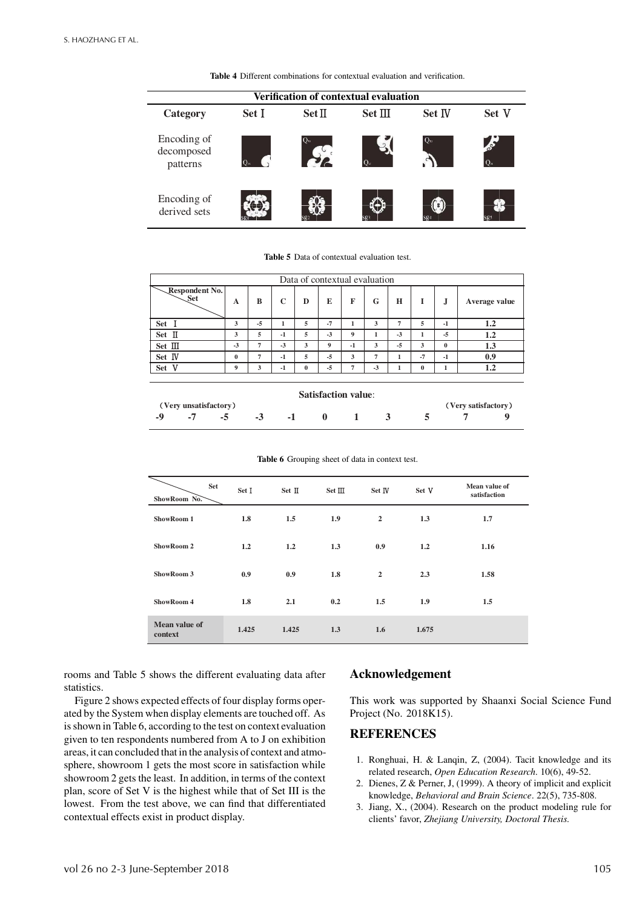**Table 4** Different combinations for contextual evaluation and verification.

| Verification of contextual evaluation | | | | | |
|---|---|---|---|---|---|
| **Category** | **Set Ⅰ** | **Set Ⅱ** | **Set Ⅲ** | **Set Ⅳ** | **Set Ⅴ** |
| Encoding of decomposed patterns | Q | Q | Q | Q | Q |
| Encoding of derived sets | sg1 | sg2 | sg3 | sg4 | sg5 |

**Table 5** Data of contextual evaluation test.

| Respondent No. / Set | A | B | C | D | E | F | G | H | I | J | Average value |
|---|---|---|---|---|---|---|---|---|---|---|---|
| Set Ⅰ | 3 | -5 | 1 | 5 | -7 | 1 | 3 | 7 | 5 | -1 | 1.2 |
| Set Ⅱ | 3 | 5 | -1 | 5 | -3 | 9 | 1 | -3 | 1 | -5 | 1.2 |
| Set Ⅲ | -3 | 7 | -3 | 3 | 9 | -1 | 3 | -5 | 3 | 0 | 1.3 |
| Set Ⅳ | 0 | 7 | -1 | 5 | -5 | 3 | 7 | 1 | -7 | -1 | 0.9 |
| Set Ⅴ | 9 | 3 | -1 | 0 | -5 | 7 | -3 | 1 | 0 | 1 | 1.2 |

**Satisfaction value**:

(Very unsatisfactory) -9 -7 -5 -3 -1 0 1 3 5 7 9 (Very satisfactory)

**Table 6** Grouping sheet of data in context test.

| ShowRoom No. / Set | Set Ⅰ | Set Ⅱ | Set Ⅲ | Set Ⅳ | Set Ⅴ | Mean value of satisfaction |
|---|---|---|---|---|---|---|
| ShowRoom 1 | 1.8 | 1.5 | 1.9 | 2 | 1.3 | 1.7 |
| ShowRoom 2 | 1.2 | 1.2 | 1.3 | 0.9 | 1.2 | 1.16 |
| ShowRoom 3 | 0.9 | 0.9 | 1.8 | 2 | 2.3 | 1.58 |
| ShowRoom 4 | 1.8 | 2.1 | 0.2 | 1.5 | 1.9 | 1.5 |
| Mean value of context | 1.425 | 1.425 | 1.3 | 1.6 | 1.675 | |

rooms and Table 5 shows the different evaluating data after statistics.

Figure 2 shows expected effects of four display forms operated by the System when display elements are touched off. As is shown in Table 6, according to the test on context evaluation given to ten respondents numbered from A to J on exhibition areas, it can concluded that in the analysis of context and atmosphere, showroom 1 gets the most score in satisfaction while showroom 2 gets the least. In addition, in terms of the context plan, score of Set V is the highest while that of Set III is the lowest. From the test above, we can find that differentiated contextual effects exist in product display.

## Acknowledgement

This work was supported by Shaanxi Social Science Fund Project (No. 2018K15).

## REFERENCES

1. Ronghuai, H. & Lanqin, Z, (2004). Tacit knowledge and its related research, *Open Education Research*. 10(6), 49-52.
2. Dienes, Z & Perner, J, (1999). A theory of implicit and explicit knowledge, *Behavioral and Brain Science*. 22(5), 735-808.
3. Jiang, X., (2004). Research on the product modeling rule for clients' favor, *Zhejiang University, Doctoral Thesis.*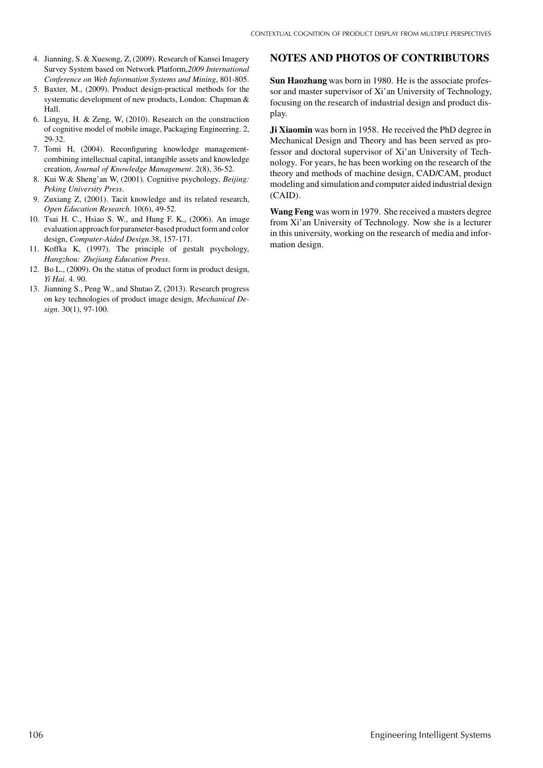4. Jianning, S. & Xuesong, Z, (2009). Research of Kansei Imagery Survey System based on Network Platform,*2009 International Conference on Web Information Systems and Mining*, 801-805.
5. Baxter, M., (2009). Product design-practical methods for the systematic development of new products, London: Chapman & Hall.
6. Lingyu, H. & Zeng, W, (2010). Research on the construction of cognitive model of mobile image, Packaging Engineering. 2, 29-32.
7. Tomi H, (2004). Reconfiguring knowledge management-combining intellectual capital, intangible assets and knowledge creation, *Journal of Knowledge Management*. 2(8), 36-52.
8. Kui W.& Sheng'an W, (2001). Cognitive psychology, *Beijing: Peking University Press*.
9. Zuxiang Z, (2001). Tacit knowledge and its related research, *Open Education Research*. 10(6), 49-52.
10. Tsai H. C., Hsiao S. W., and Hung F. K., (2006). An image evaluation approach for parameter-based product form and color design, *Computer-Aided Design*.38, 157-171.
11. Koffka K, (1997). The principle of gestalt psychology, *Hangzhou: Zhejiang Education Press*.
12. Bo L., (2009). On the status of product form in product design, *Yi Hai*. 4. 90.
13. Jianning S., Peng W., and Shutao Z, (2013). Research progress on key technologies of product image design, *Mechanical Design*. 30(1), 97-100.

## NOTES AND PHOTOS OF CONTRIBUTORS

**Sun Haozhang** was born in 1980. He is the associate professor and master supervisor of Xi'an University of Technology, focusing on the research of industrial design and product display.

**Ji Xiaomin** was born in 1958. He received the PhD degree in Mechanical Design and Theory and has been served as professor and doctoral supervisor of Xi'an University of Technology. For years, he has been working on the research of the theory and methods of machine design, CAD/CAM, product modeling and simulation and computer aided industrial design (CAID).

**Wang Feng** was worn in 1979. She received a masters degree from Xi'an University of Technology. Now she is a lecturer in this university, working on the research of media and information design.